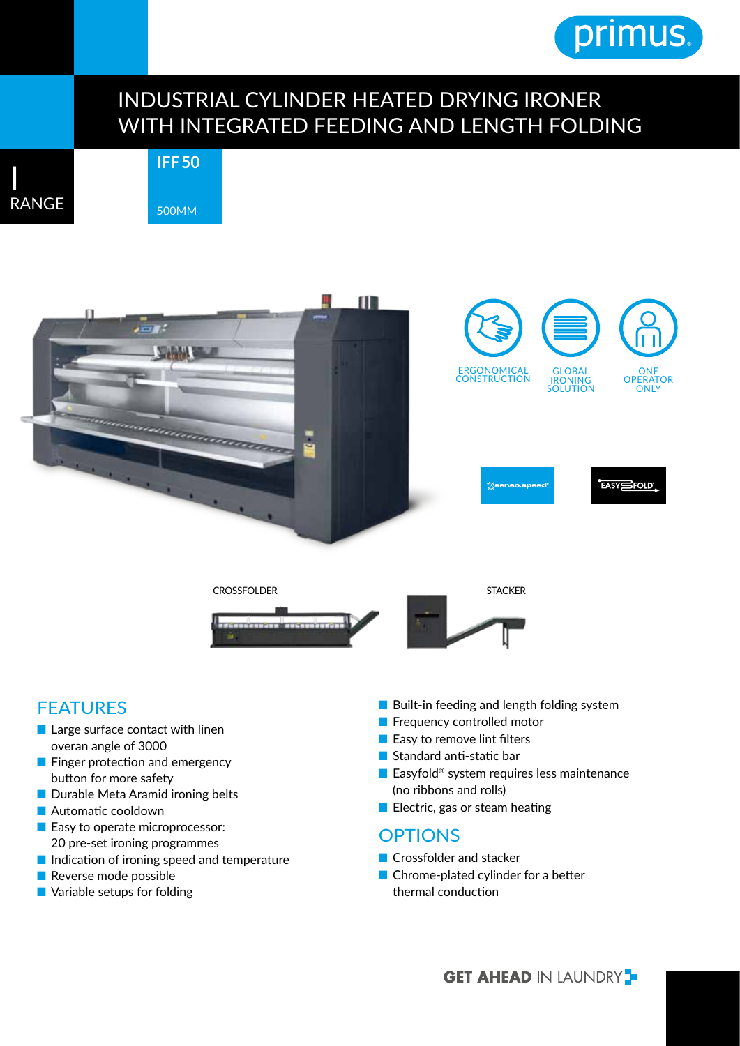primus.

# INDUSTRIAL CYLINDER HEATED DRYING IRONER WITH INTEGRATED FEEDING AND LENGTH FOLDING

I RANGE

**IFF 50**

500MM

ERGONOMICAL CONSTRUCTION

GLOBAL IRONING SOLUTION

ONE OPERATOR ONLY

senso.speed

EASYFOLD

CROSSFOLDER

STACKER

## FEATURES

- Large surface contact with linen overan angle of 3000
- Finger protection and emergency button for more safety
- Durable Meta Aramid ironing belts
- Automatic cooldown
- Easy to operate microprocessor: 20 pre-set ironing programmes
- Indication of ironing speed and temperature
- Reverse mode possible
- Variable setups for folding
- Built-in feeding and length folding system
- Frequency controlled motor
- Easy to remove lint filters
- Standard anti-static bar
- Easyfold® system requires less maintenance (no ribbons and rolls)
- Electric, gas or steam heating

## OPTIONS

- Crossfolder and stacker
- Chrome-plated cylinder for a better thermal conduction

**GET AHEAD** IN LAUNDRY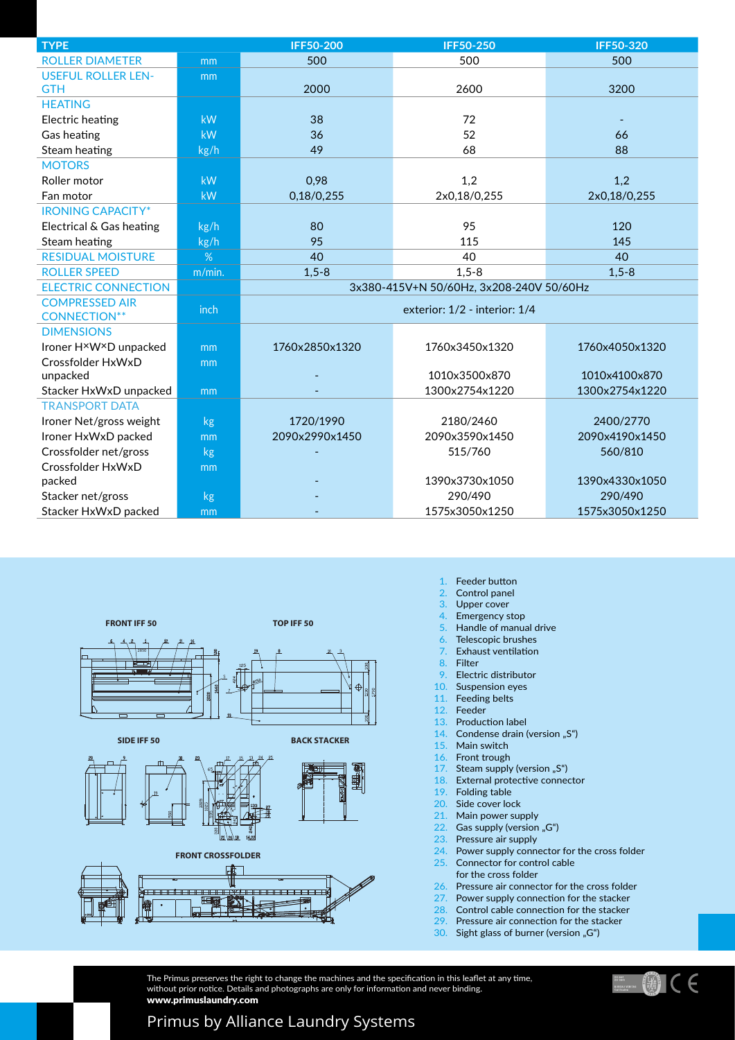| TYPE | | IFF50-200 | IFF50-250 | IFF50-320 |
|---|---|---|---|---|
| ROLLER DIAMETER | mm | 500 | 500 | 500 |
| USEFUL ROLLER LENGTH | mm | 2000 | 2600 | 3200 |
| HEATING | | | | |
| Electric heating | kW | 38 | 72 | - |
| Gas heating | kW | 36 | 52 | 66 |
| Steam heating | kg/h | 49 | 68 | 88 |
| MOTORS | | | | |
| Roller motor | kW | 0,98 | 1,2 | 1,2 |
| Fan motor | kW | 0,18/0,255 | 2x0,18/0,255 | 2x0,18/0,255 |
| IRONING CAPACITY* | | | | |
| Electrical & Gas heating | kg/h | 80 | 95 | 120 |
| Steam heating | kg/h | 95 | 115 | 145 |
| RESIDUAL MOISTURE | % | 40 | 40 | 40 |
| ROLLER SPEED | m/min. | 1,5-8 | 1,5-8 | 1,5-8 |
| ELECTRIC CONNECTION | | 3x380-415V+N 50/60Hz, 3x208-240V 50/60Hz | | |
| COMPRESSED AIR CONNECTION** | inch | exterior: 1/2 - interior: 1/4 | | |
| DIMENSIONS | | | | |
| Ironer H×W×D unpacked | mm | 1760x2850x1320 | 1760x3450x1320 | 1760x4050x1320 |
| Crossfolder HxWxD unpacked | mm | - | 1010x3500x870 | 1010x4100x870 |
| Stacker HxWxD unpacked | mm | - | 1300x2754x1220 | 1300x2754x1220 |
| TRANSPORT DATA | | | | |
| Ironer Net/gross weight | kg | 1720/1990 | 2180/2460 | 2400/2770 |
| Ironer HxWxD packed | mm | 2090x2990x1450 | 2090x3590x1450 | 2090x4190x1450 |
| Crossfolder net/gross | kg | - | 515/760 | 560/810 |
| Crossfolder HxWxD packed | mm | - | 1390x3730x1050 | 1390x4330x1050 |
| Stacker net/gross | kg | - | 290/490 | 290/490 |
| Stacker HxWxD packed | mm | - | 1575x3050x1250 | 1575x3050x1250 |

FRONT IFF 50

TOP IFF 50

SIDE IFF 50

BACK STACKER

FRONT CROSSFOLDER

1. Feeder button
2. Control panel
3. Upper cover
4. Emergency stop
5. Handle of manual drive
6. Telescopic brushes
7. Exhaust ventilation
8. Filter
9. Electric distributor
10. Suspension eyes
11. Feeding belts
12. Feeder
13. Production label
14. Condense drain (version „S")
15. Main switch
16. Front trough
17. Steam supply (version „S")
18. External protective connector
19. Folding table
20. Side cover lock
21. Main power supply
22. Gas supply (version „G")
23. Pressure air supply
24. Power supply connector for the cross folder
25. Connector for control cable for the cross folder
26. Pressure air connector for the cross folder
27. Power supply connection for the stacker
28. Control cable connection for the stacker
29. Pressure air connection for the stacker
30. Sight glass of burner (version „G")

The Primus preserves the right to change the machines and the specification in this leaflet at any time, without prior notice. Details and photographs are only for information and never binding.
**www.primuslaundry.com**

Primus by Alliance Laundry Systems